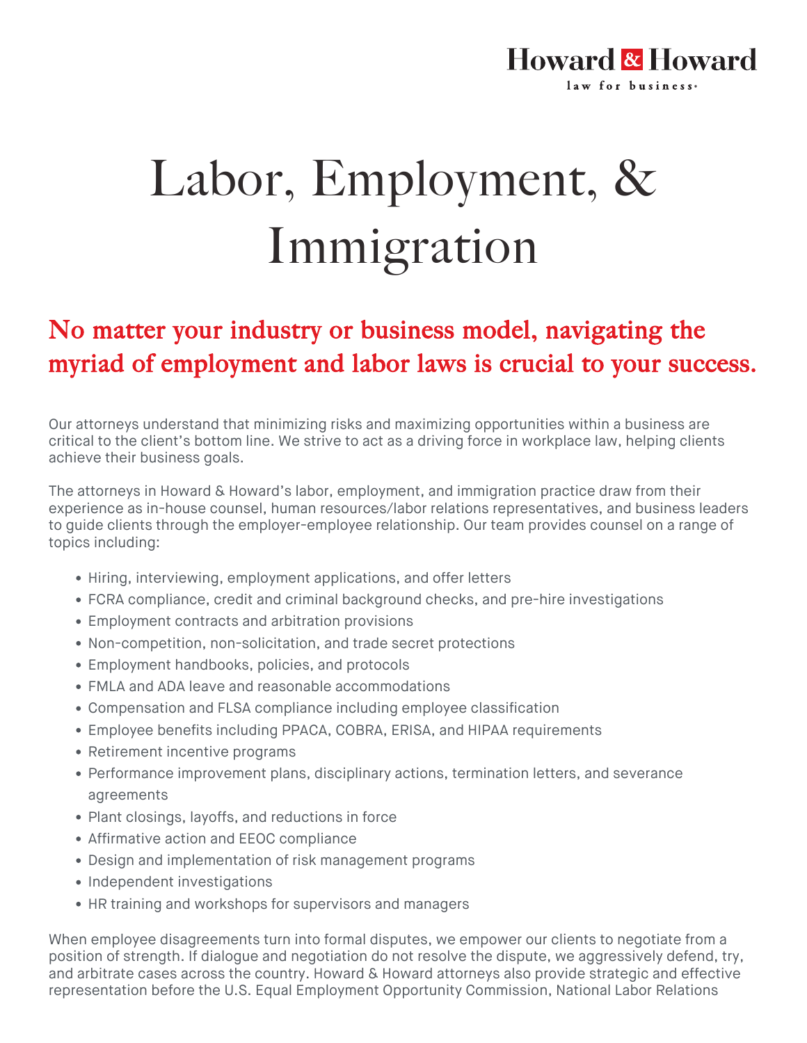Howard & Howard
law for business

# Labor, Employment, & Immigration

## No matter your industry or business model, navigating the myriad of employment and labor laws is crucial to your success.

Our attorneys understand that minimizing risks and maximizing opportunities within a business are critical to the client's bottom line. We strive to act as a driving force in workplace law, helping clients achieve their business goals.

The attorneys in Howard & Howard's labor, employment, and immigration practice draw from their experience as in-house counsel, human resources/labor relations representatives, and business leaders to guide clients through the employer-employee relationship. Our team provides counsel on a range of topics including:

- Hiring, interviewing, employment applications, and offer letters
- FCRA compliance, credit and criminal background checks, and pre-hire investigations
- Employment contracts and arbitration provisions
- Non-competition, non-solicitation, and trade secret protections
- Employment handbooks, policies, and protocols
- FMLA and ADA leave and reasonable accommodations
- Compensation and FLSA compliance including employee classification
- Employee benefits including PPACA, COBRA, ERISA, and HIPAA requirements
- Retirement incentive programs
- Performance improvement plans, disciplinary actions, termination letters, and severance agreements
- Plant closings, layoffs, and reductions in force
- Affirmative action and EEOC compliance
- Design and implementation of risk management programs
- Independent investigations
- HR training and workshops for supervisors and managers

When employee disagreements turn into formal disputes, we empower our clients to negotiate from a position of strength. If dialogue and negotiation do not resolve the dispute, we aggressively defend, try, and arbitrate cases across the country. Howard & Howard attorneys also provide strategic and effective representation before the U.S. Equal Employment Opportunity Commission, National Labor Relations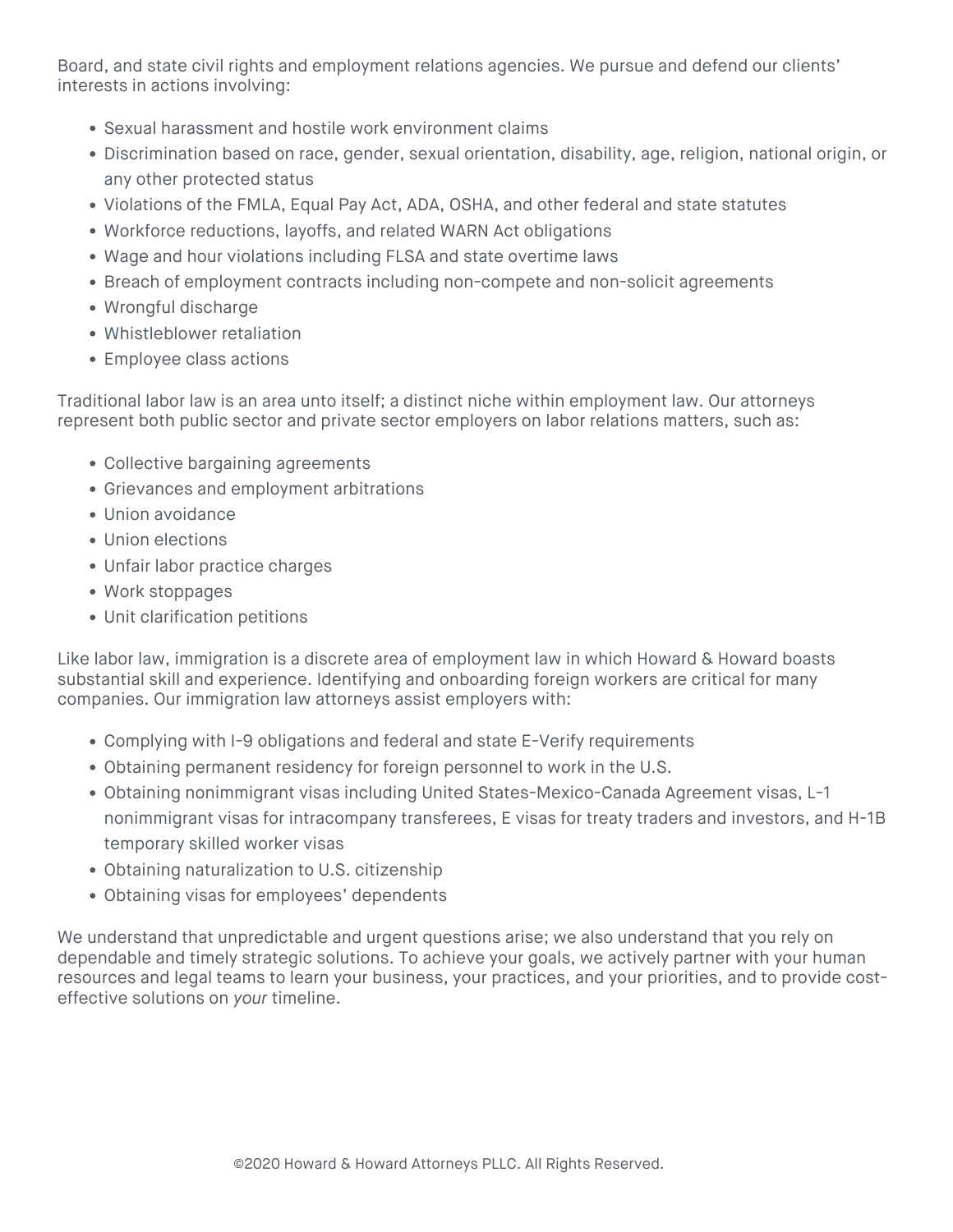Board, and state civil rights and employment relations agencies. We pursue and defend our clients' interests in actions involving:

- Sexual harassment and hostile work environment claims
- Discrimination based on race, gender, sexual orientation, disability, age, religion, national origin, or any other protected status
- Violations of the FMLA, Equal Pay Act, ADA, OSHA, and other federal and state statutes
- Workforce reductions, layoffs, and related WARN Act obligations
- Wage and hour violations including FLSA and state overtime laws
- Breach of employment contracts including non-compete and non-solicit agreements
- Wrongful discharge
- Whistleblower retaliation
- Employee class actions

Traditional labor law is an area unto itself; a distinct niche within employment law. Our attorneys represent both public sector and private sector employers on labor relations matters, such as:

- Collective bargaining agreements
- Grievances and employment arbitrations
- Union avoidance
- Union elections
- Unfair labor practice charges
- Work stoppages
- Unit clarification petitions

Like labor law, immigration is a discrete area of employment law in which Howard & Howard boasts substantial skill and experience. Identifying and onboarding foreign workers are critical for many companies. Our immigration law attorneys assist employers with:

- Complying with I-9 obligations and federal and state E-Verify requirements
- Obtaining permanent residency for foreign personnel to work in the U.S.
- Obtaining nonimmigrant visas including United States-Mexico-Canada Agreement visas, L-1 nonimmigrant visas for intracompany transferees, E visas for treaty traders and investors, and H-1B temporary skilled worker visas
- Obtaining naturalization to U.S. citizenship
- Obtaining visas for employees' dependents

We understand that unpredictable and urgent questions arise; we also understand that you rely on dependable and timely strategic solutions. To achieve your goals, we actively partner with your human resources and legal teams to learn your business, your practices, and your priorities, and to provide cost-effective solutions on *your* timeline.

©2020 Howard & Howard Attorneys PLLC. All Rights Reserved.